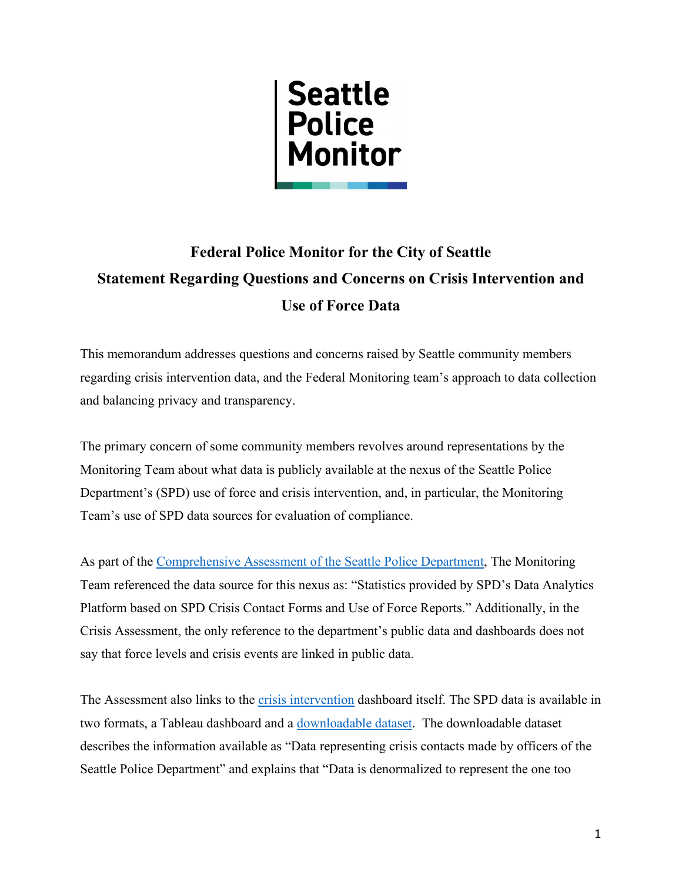Seattle Police Monitor

# Federal Police Monitor for the City of Seattle
## Statement Regarding Questions and Concerns on Crisis Intervention and Use of Force Data

This memorandum addresses questions and concerns raised by Seattle community members regarding crisis intervention data, and the Federal Monitoring team's approach to data collection and balancing privacy and transparency.

The primary concern of some community members revolves around representations by the Monitoring Team about what data is publicly available at the nexus of the Seattle Police Department's (SPD) use of force and crisis intervention, and, in particular, the Monitoring Team's use of SPD data sources for evaluation of compliance.

As part of the Comprehensive Assessment of the Seattle Police Department, The Monitoring Team referenced the data source for this nexus as: "Statistics provided by SPD's Data Analytics Platform based on SPD Crisis Contact Forms and Use of Force Reports." Additionally, in the Crisis Assessment, the only reference to the department's public data and dashboards does not say that force levels and crisis events are linked in public data.

The Assessment also links to the crisis intervention dashboard itself. The SPD data is available in two formats, a Tableau dashboard and a downloadable dataset. The downloadable dataset describes the information available as "Data representing crisis contacts made by officers of the Seattle Police Department" and explains that "Data is denormalized to represent the one too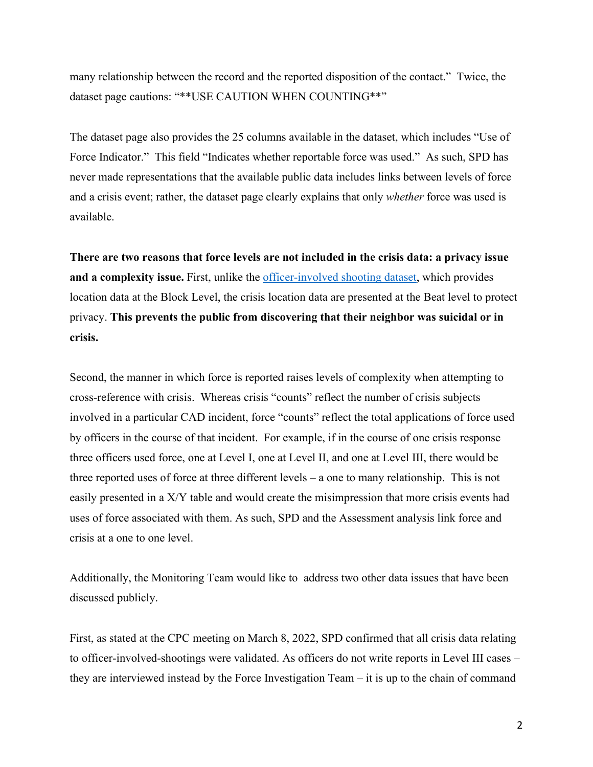many relationship between the record and the reported disposition of the contact." Twice, the dataset page cautions: "**USE CAUTION WHEN COUNTING**"

The dataset page also provides the 25 columns available in the dataset, which includes "Use of Force Indicator." This field "Indicates whether reportable force was used." As such, SPD has never made representations that the available public data includes links between levels of force and a crisis event; rather, the dataset page clearly explains that only *whether* force was used is available.

**There are two reasons that force levels are not included in the crisis data: a privacy issue and a complexity issue.** First, unlike the [officer-involved shooting dataset](), which provides location data at the Block Level, the crisis location data are presented at the Beat level to protect privacy. **This prevents the public from discovering that their neighbor was suicidal or in crisis.**

Second, the manner in which force is reported raises levels of complexity when attempting to cross-reference with crisis. Whereas crisis "counts" reflect the number of crisis subjects involved in a particular CAD incident, force "counts" reflect the total applications of force used by officers in the course of that incident. For example, if in the course of one crisis response three officers used force, one at Level I, one at Level II, and one at Level III, there would be three reported uses of force at three different levels – a one to many relationship. This is not easily presented in a X/Y table and would create the misimpression that more crisis events had uses of force associated with them. As such, SPD and the Assessment analysis link force and crisis at a one to one level.

Additionally, the Monitoring Team would like to address two other data issues that have been discussed publicly.

First, as stated at the CPC meeting on March 8, 2022, SPD confirmed that all crisis data relating to officer-involved-shootings were validated. As officers do not write reports in Level III cases – they are interviewed instead by the Force Investigation Team – it is up to the chain of command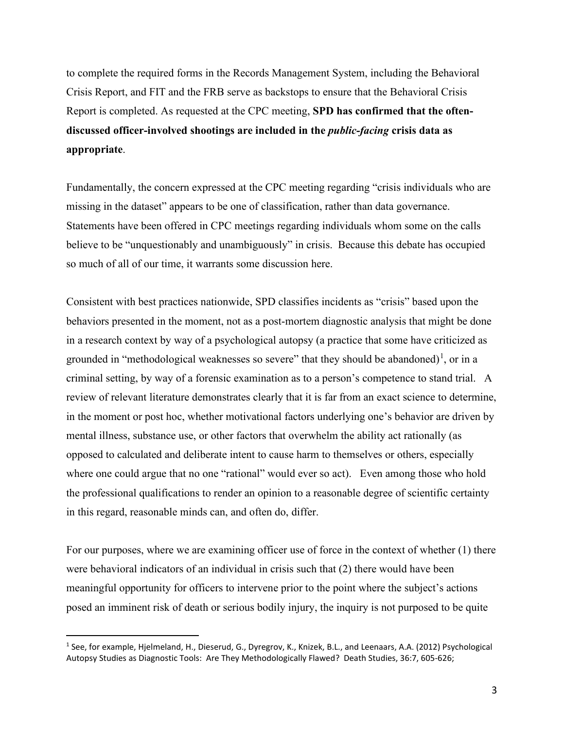to complete the required forms in the Records Management System, including the Behavioral Crisis Report, and FIT and the FRB serve as backstops to ensure that the Behavioral Crisis Report is completed. As requested at the CPC meeting, **SPD has confirmed that the often-discussed officer-involved shootings are included in the *public-facing* crisis data as appropriate**.

Fundamentally, the concern expressed at the CPC meeting regarding "crisis individuals who are missing in the dataset" appears to be one of classification, rather than data governance. Statements have been offered in CPC meetings regarding individuals whom some on the calls believe to be "unquestionably and unambiguously" in crisis. Because this debate has occupied so much of all of our time, it warrants some discussion here.

Consistent with best practices nationwide, SPD classifies incidents as "crisis" based upon the behaviors presented in the moment, not as a post-mortem diagnostic analysis that might be done in a research context by way of a psychological autopsy (a practice that some have criticized as grounded in "methodological weaknesses so severe" that they should be abandoned)[1], or in a criminal setting, by way of a forensic examination as to a person's competence to stand trial. A review of relevant literature demonstrates clearly that it is far from an exact science to determine, in the moment or post hoc, whether motivational factors underlying one's behavior are driven by mental illness, substance use, or other factors that overwhelm the ability act rationally (as opposed to calculated and deliberate intent to cause harm to themselves or others, especially where one could argue that no one "rational" would ever so act). Even among those who hold the professional qualifications to render an opinion to a reasonable degree of scientific certainty in this regard, reasonable minds can, and often do, differ.

For our purposes, where we are examining officer use of force in the context of whether (1) there were behavioral indicators of an individual in crisis such that (2) there would have been meaningful opportunity for officers to intervene prior to the point where the subject's actions posed an imminent risk of death or serious bodily injury, the inquiry is not purposed to be quite

---

[1] See, for example, Hjelmeland, H., Dieserud, G., Dyregrov, K., Knizek, B.L., and Leenaars, A.A. (2012) Psychological Autopsy Studies as Diagnostic Tools: Are They Methodologically Flawed? Death Studies, 36:7, 605-626;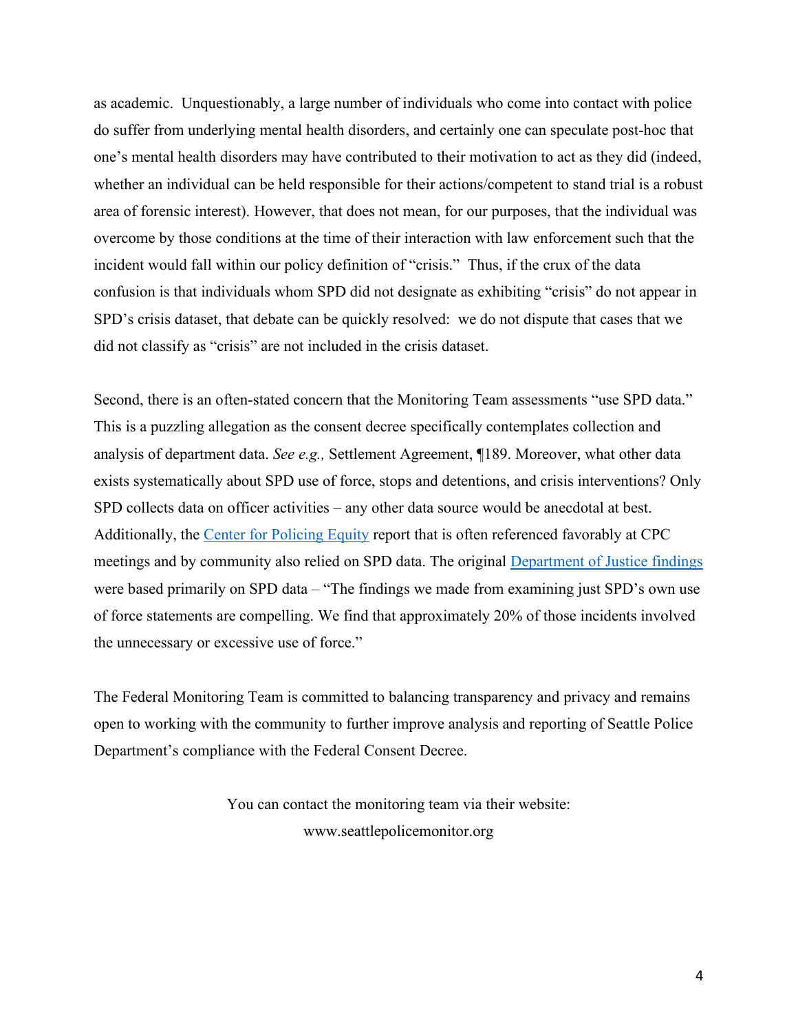as academic. Unquestionably, a large number of individuals who come into contact with police do suffer from underlying mental health disorders, and certainly one can speculate post-hoc that one's mental health disorders may have contributed to their motivation to act as they did (indeed, whether an individual can be held responsible for their actions/competent to stand trial is a robust area of forensic interest). However, that does not mean, for our purposes, that the individual was overcome by those conditions at the time of their interaction with law enforcement such that the incident would fall within our policy definition of "crisis." Thus, if the crux of the data confusion is that individuals whom SPD did not designate as exhibiting "crisis" do not appear in SPD's crisis dataset, that debate can be quickly resolved: we do not dispute that cases that we did not classify as "crisis" are not included in the crisis dataset.

Second, there is an often-stated concern that the Monitoring Team assessments "use SPD data." This is a puzzling allegation as the consent decree specifically contemplates collection and analysis of department data. *See e.g.,* Settlement Agreement, ¶189. Moreover, what other data exists systematically about SPD use of force, stops and detentions, and crisis interventions? Only SPD collects data on officer activities – any other data source would be anecdotal at best. Additionally, the [Center for Policing Equity] report that is often referenced favorably at CPC meetings and by community also relied on SPD data. The original [Department of Justice findings] were based primarily on SPD data – "The findings we made from examining just SPD's own use of force statements are compelling. We find that approximately 20% of those incidents involved the unnecessary or excessive use of force."

The Federal Monitoring Team is committed to balancing transparency and privacy and remains open to working with the community to further improve analysis and reporting of Seattle Police Department's compliance with the Federal Consent Decree.

You can contact the monitoring team via their website:
www.seattlepolicemonitor.org